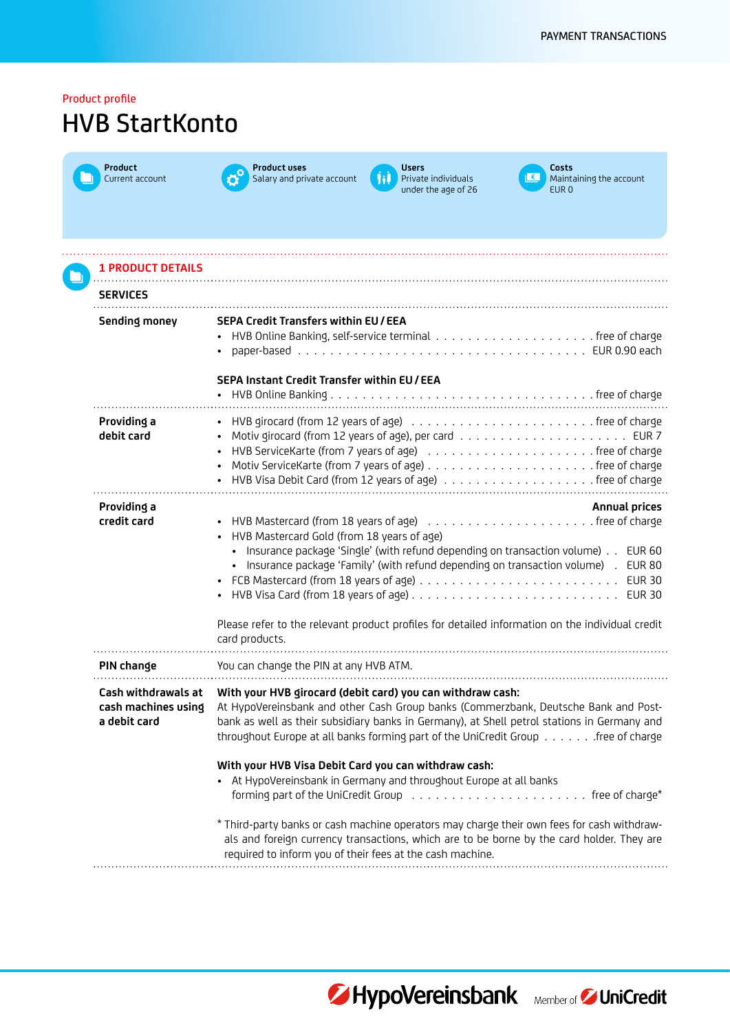Product profile

# HVB StartKonto

**Product**
Current account

**Product uses**
Salary and private account

**Users**
Private individuals under the age of 26

**Costs**
Maintaining the account
EUR 0

## 1 PRODUCT DETAILS

### SERVICES

| | |
|---|---|
| **Sending money** | **SEPA Credit Transfers within EU / EEA**<br>• HVB Online Banking, self-service terminal . . . free of charge<br>• paper-based . . . EUR 0.90 each<br><br>**SEPA Instant Credit Transfer within EU / EEA**<br>• HVB Online Banking . . . free of charge |
| **Providing a debit card** | • HVB girocard (from 12 years of age) . . . free of charge<br>• Motiv girocard (from 12 years of age), per card . . . EUR 7<br>• HVB ServiceKarte (from 7 years of age) . . . free of charge<br>• Motiv ServiceKarte (from 7 years of age) . . . free of charge<br>• HVB Visa Debit Card (from 12 years of age) . . . free of charge |
| **Providing a credit card** | **Annual prices**<br>• HVB Mastercard (from 18 years of age) . . . free of charge<br>• HVB Mastercard Gold (from 18 years of age)<br>  • Insurance package 'Single' (with refund depending on transaction volume) . . EUR 60<br>  • Insurance package 'Family' (with refund depending on transaction volume) . EUR 80<br>• FCB Mastercard (from 18 years of age) . . . EUR 30<br>• HVB Visa Card (from 18 years of age) . . . EUR 30<br><br>Please refer to the relevant product profiles for detailed information on the individual credit card products. |
| **PIN change** | You can change the PIN at any HVB ATM. |
| **Cash withdrawals at cash machines using a debit card** | **With your HVB girocard (debit card) you can withdraw cash:**<br>At HypoVereinsbank and other Cash Group banks (Commerzbank, Deutsche Bank and Postbank as well as their subsidiary banks in Germany), at Shell petrol stations in Germany and throughout Europe at all banks forming part of the UniCredit Group . . . free of charge<br><br>**With your HVB Visa Debit Card you can withdraw cash:**<br>• At HypoVereinsbank in Germany and throughout Europe at all banks forming part of the UniCredit Group . . . free of charge*<br><br>* Third-party banks or cash machine operators may charge their own fees for cash withdrawals and foreign currency transactions, which are to be borne by the card holder. They are required to inform you of their fees at the cash machine. |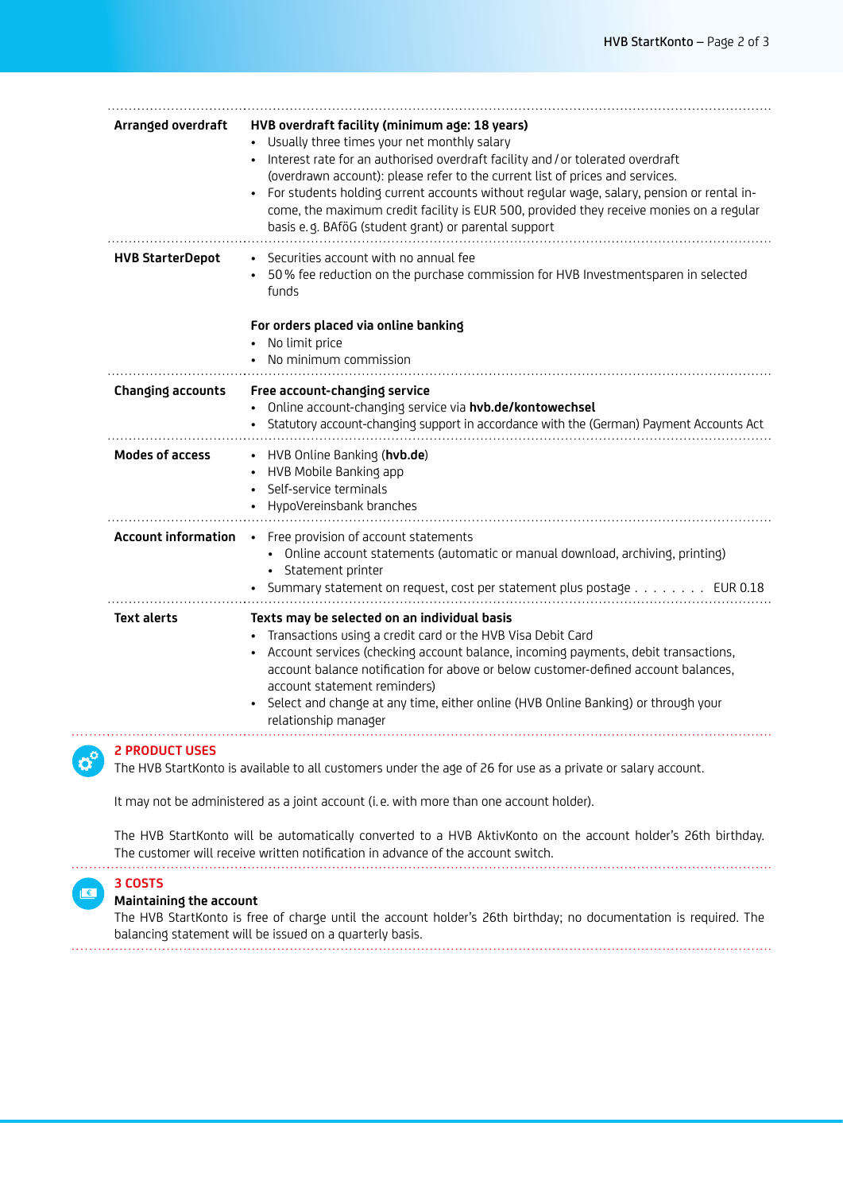| | |
|---|---|
| **Arranged overdraft** | **HVB overdraft facility (minimum age: 18 years)**<br>• Usually three times your net monthly salary<br>• Interest rate for an authorised overdraft facility and / or tolerated overdraft (overdrawn account): please refer to the current list of prices and services.<br>• For students holding current accounts without regular wage, salary, pension or rental income, the maximum credit facility is EUR 500, provided they receive monies on a regular basis e. g. BAföG (student grant) or parental support |
| **HVB StarterDepot** | • Securities account with no annual fee<br>• 50 % fee reduction on the purchase commission for HVB Investmentsparen in selected funds<br><br>**For orders placed via online banking**<br>• No limit price<br>• No minimum commission |
| **Changing accounts** | **Free account-changing service**<br>• Online account-changing service via **hvb.de/kontowechsel**<br>• Statutory account-changing support in accordance with the (German) Payment Accounts Act |
| **Modes of access** | • HVB Online Banking (**hvb.de**)<br>• HVB Mobile Banking app<br>• Self-service terminals<br>• HypoVereinsbank branches |
| **Account information** | • Free provision of account statements<br>  • Online account statements (automatic or manual download, archiving, printing)<br>  • Statement printer<br>• Summary statement on request, cost per statement plus postage . . . . . . . . EUR 0.18 |
| **Text alerts** | **Texts may be selected on an individual basis**<br>• Transactions using a credit card or the HVB Visa Debit Card<br>• Account services (checking account balance, incoming payments, debit transactions, account balance notification for above or below customer-defined account balances, account statement reminders)<br>• Select and change at any time, either online (HVB Online Banking) or through your relationship manager |

## 2 PRODUCT USES

The HVB StartKonto is available to all customers under the age of 26 for use as a private or salary account.

It may not be administered as a joint account (i. e. with more than one account holder).

The HVB StartKonto will be automatically converted to a HVB AktivKonto on the account holder's 26th birthday. The customer will receive written notification in advance of the account switch.

## 3 COSTS

**Maintaining the account**

The HVB StartKonto is free of charge until the account holder's 26th birthday; no documentation is required. The balancing statement will be issued on a quarterly basis.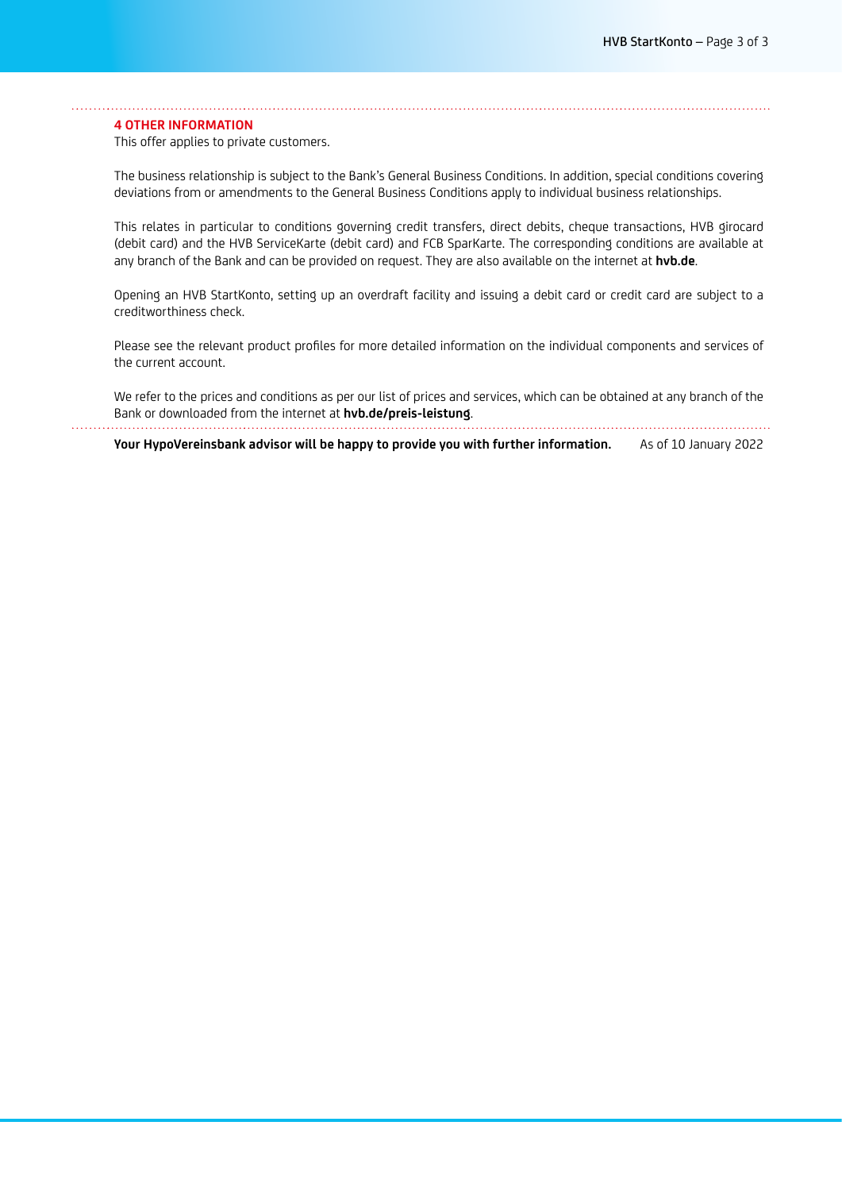## 4 OTHER INFORMATION

This offer applies to private customers.

The business relationship is subject to the Bank's General Business Conditions. In addition, special conditions covering deviations from or amendments to the General Business Conditions apply to individual business relationships.

This relates in particular to conditions governing credit transfers, direct debits, cheque transactions, HVB girocard (debit card) and the HVB ServiceKarte (debit card) and FCB SparKarte. The corresponding conditions are available at any branch of the Bank and can be provided on request. They are also available on the internet at **hvb.de**.

Opening an HVB StartKonto, setting up an overdraft facility and issuing a debit card or credit card are subject to a creditworthiness check.

Please see the relevant product profiles for more detailed information on the individual components and services of the current account.

We refer to the prices and conditions as per our list of prices and services, which can be obtained at any branch of the Bank or downloaded from the internet at **hvb.de/preis-leistung**.

**Your HypoVereinsbank advisor will be happy to provide you with further information.** As of 10 January 2022